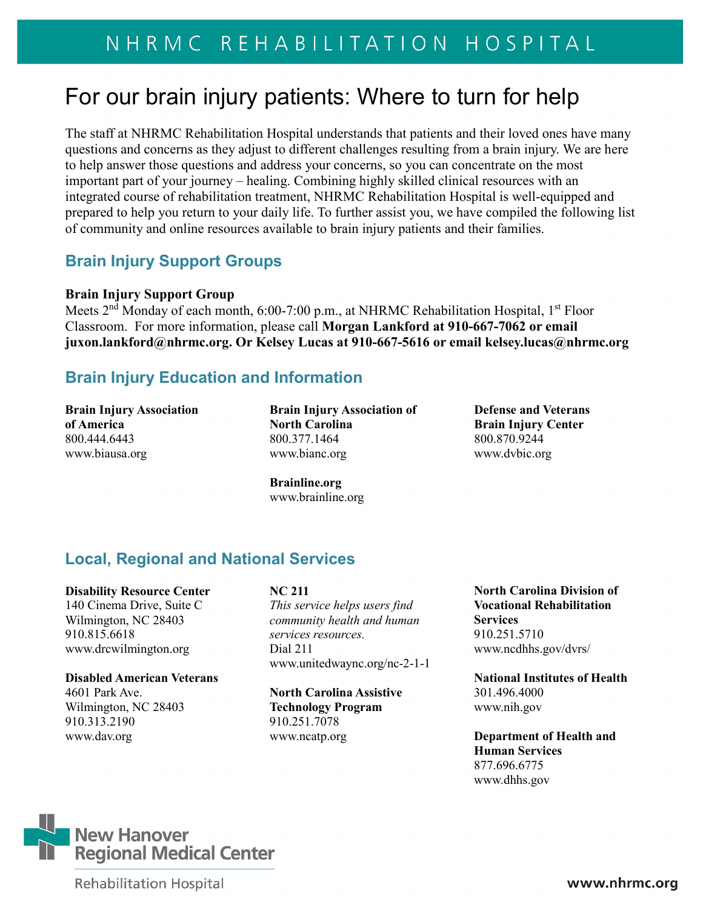# NHRMC REHABILITATION HOSPITAL

## For our brain injury patients: Where to turn for help

The staff at NHRMC Rehabilitation Hospital understands that patients and their loved ones have many questions and concerns as they adjust to different challenges resulting from a brain injury. We are here to help answer those questions and address your concerns, so you can concentrate on the most important part of your journey – healing. Combining highly skilled clinical resources with an integrated course of rehabilitation treatment, NHRMC Rehabilitation Hospital is well-equipped and prepared to help you return to your daily life. To further assist you, we have compiled the following list of community and online resources available to brain injury patients and their families.

### Brain Injury Support Groups

**Brain Injury Support Group**
Meets 2nd Monday of each month, 6:00-7:00 p.m., at NHRMC Rehabilitation Hospital, 1st Floor Classroom. For more information, please call **Morgan Lankford at 910-667-7062 or email juxon.lankford@nhrmc.org. Or Kelsey Lucas at 910-667-5616 or email kelsey.lucas@nhrmc.org**

### Brain Injury Education and Information

**Brain Injury Association of America**
800.444.6443
www.biausa.org

**Brain Injury Association of North Carolina**
800.377.1464
www.bianc.org

**Brainline.org**
www.brainline.org

**Defense and Veterans Brain Injury Center**
800.870.9244
www.dvbic.org

### Local, Regional and National Services

**Disability Resource Center**
140 Cinema Drive, Suite C
Wilmington, NC 28403
910.815.6618
www.drcwilmington.org

**Disabled American Veterans**
4601 Park Ave.
Wilmington, NC 28403
910.313.2190
www.dav.org

**NC 211**
*This service helps users find community health and human services resources.*
Dial 211
www.unitedwaync.org/nc-2-1-1

**North Carolina Assistive Technology Program**
910.251.7078
www.ncatp.org

**North Carolina Division of Vocational Rehabilitation Services**
910.251.5710
www.ncdhhs.gov/dvrs/

**National Institutes of Health**
301.496.4000
www.nih.gov

**Department of Health and Human Services**
877.696.6775
www.dhhs.gov

New Hanover Regional Medical Center
Rehabilitation Hospital

www.nhrmc.org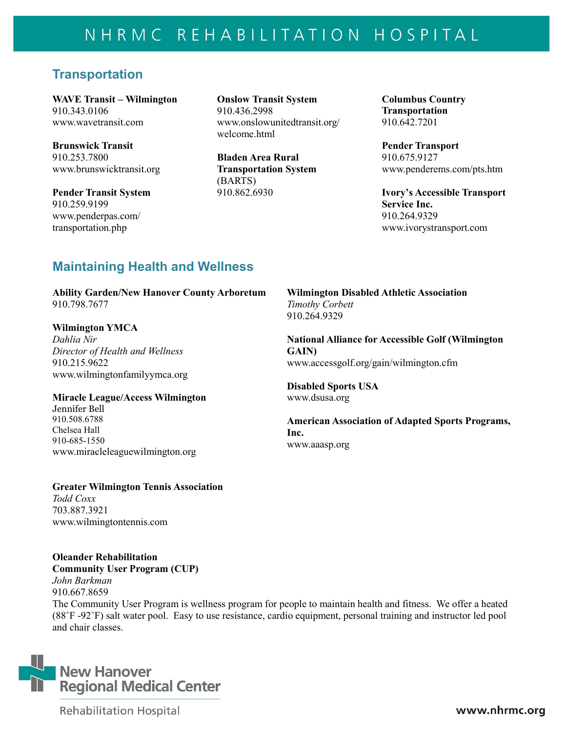# NHRMC REHABILITATION HOSPITAL

## Transportation

**WAVE Transit – Wilmington**
910.343.0106
www.wavetransit.com

**Brunswick Transit**
910.253.7800
www.brunswicktransit.org

**Pender Transit System**
910.259.9199
www.penderpas.com/transportation.php

**Onslow Transit System**
910.436.2998
www.onslowunitedtransit.org/welcome.html

**Bladen Area Rural Transportation System** (BARTS)
910.862.6930

**Columbus Country Transportation**
910.642.7201

**Pender Transport**
910.675.9127
www.penderems.com/pts.htm

**Ivory's Accessible Transport Service Inc.**
910.264.9329
www.ivorystransport.com

## Maintaining Health and Wellness

**Ability Garden/New Hanover County Arboretum**
910.798.7677

**Wilmington YMCA**
*Dahlia Nir*
*Director of Health and Wellness*
910.215.9622
www.wilmingtonfamilyymca.org

**Miracle League/Access Wilmington**
Jennifer Bell
910.508.6788
Chelsea Hall
910-685-1550
www.miracleleaguewilmington.org

**Greater Wilmington Tennis Association**
*Todd Coxx*
703.887.3921
www.wilmingtontennis.com

**Wilmington Disabled Athletic Association**
*Timothy Corbett*
910.264.9329

**National Alliance for Accessible Golf (Wilmington GAIN)**
www.accessgolf.org/gain/wilmington.cfm

**Disabled Sports USA**
www.dsusa.org

**American Association of Adapted Sports Programs, Inc.**
www.aaasp.org

**Oleander Rehabilitation**
**Community User Program (CUP)**
*John Barkman*
910.667.8659
The Community User Program is wellness program for people to maintain health and fitness. We offer a heated (88˚F -92˚F) salt water pool. Easy to use resistance, cardio equipment, personal training and instructor led pool and chair classes.

New Hanover Regional Medical Center
Rehabilitation Hospital

www.nhrmc.org